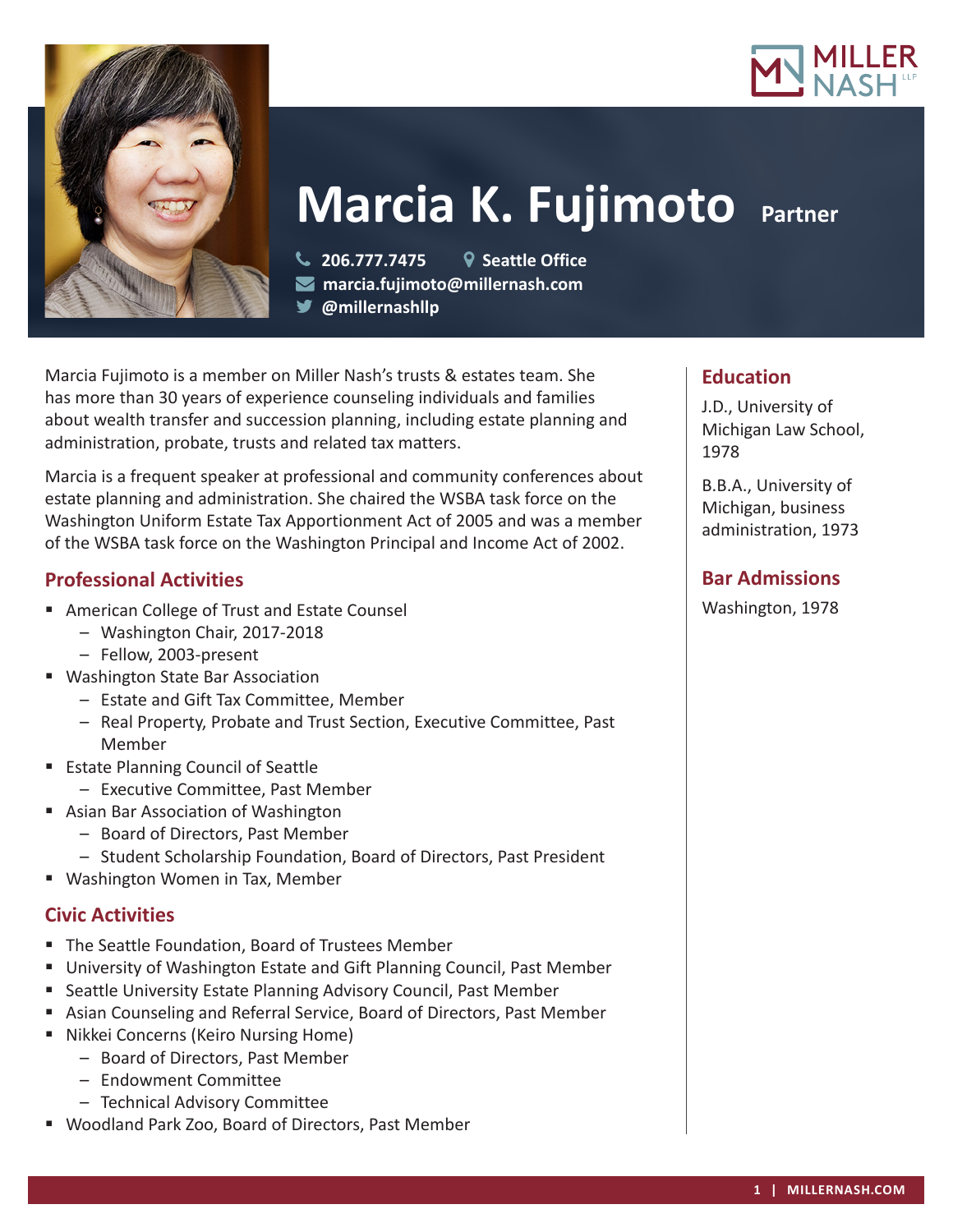MILLER NASH LLP

# Marcia K. Fujimoto Partner

206.777.7475 | Seattle Office
marcia.fujimoto@millernash.com
@millernashllp

Marcia Fujimoto is a member on Miller Nash's trusts & estates team. She has more than 30 years of experience counseling individuals and families about wealth transfer and succession planning, including estate planning and administration, probate, trusts and related tax matters.

Marcia is a frequent speaker at professional and community conferences about estate planning and administration. She chaired the WSBA task force on the Washington Uniform Estate Tax Apportionment Act of 2005 and was a member of the WSBA task force on the Washington Principal and Income Act of 2002.

## Professional Activities

- American College of Trust and Estate Counsel
  - Washington Chair, 2017-2018
  - Fellow, 2003-present
- Washington State Bar Association
  - Estate and Gift Tax Committee, Member
  - Real Property, Probate and Trust Section, Executive Committee, Past Member
- Estate Planning Council of Seattle
  - Executive Committee, Past Member
- Asian Bar Association of Washington
  - Board of Directors, Past Member
  - Student Scholarship Foundation, Board of Directors, Past President
- Washington Women in Tax, Member

## Civic Activities

- The Seattle Foundation, Board of Trustees Member
- University of Washington Estate and Gift Planning Council, Past Member
- Seattle University Estate Planning Advisory Council, Past Member
- Asian Counseling and Referral Service, Board of Directors, Past Member
- Nikkei Concerns (Keiro Nursing Home)
  - Board of Directors, Past Member
  - Endowment Committee
  - Technical Advisory Committee
- Woodland Park Zoo, Board of Directors, Past Member

## Education

J.D., University of Michigan Law School, 1978

B.B.A., University of Michigan, business administration, 1973

## Bar Admissions

Washington, 1978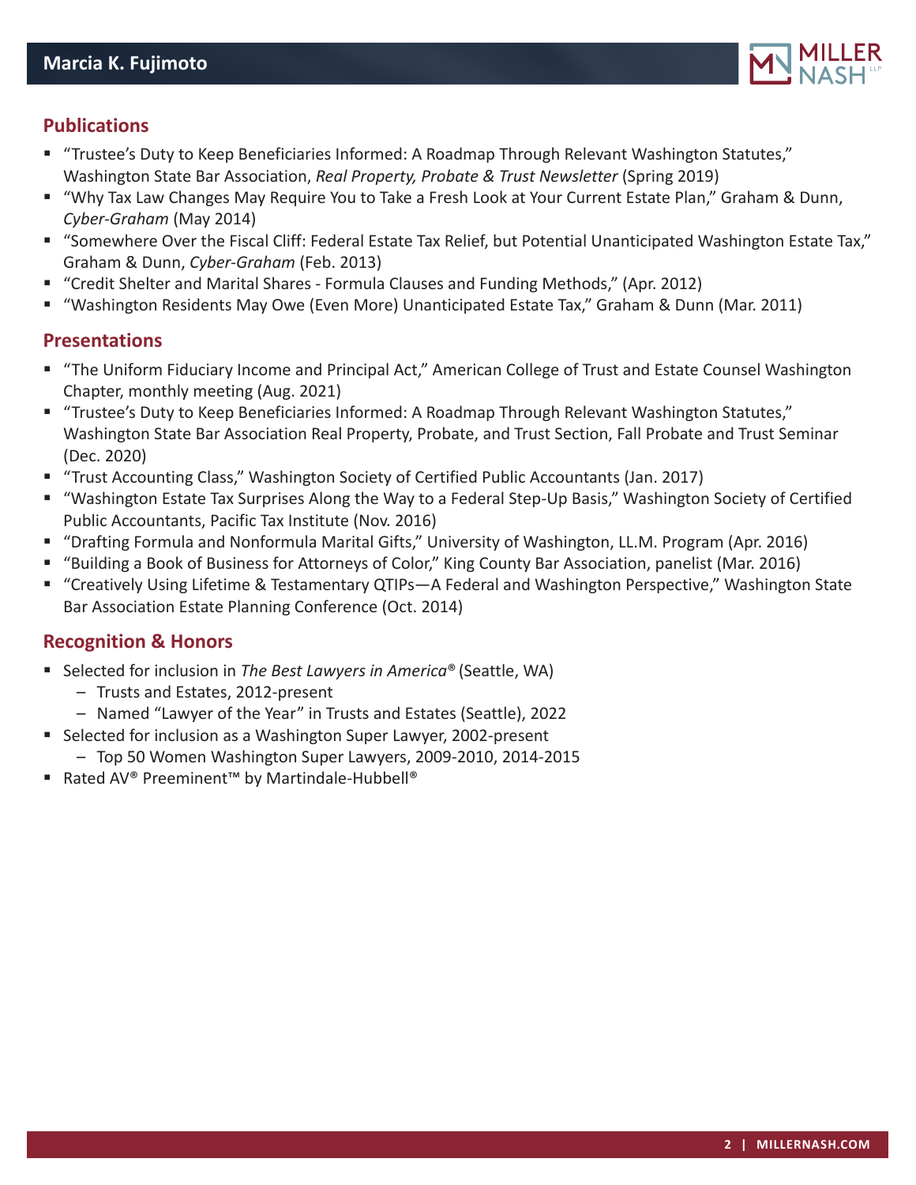## Publications

- "Trustee's Duty to Keep Beneficiaries Informed: A Roadmap Through Relevant Washington Statutes," Washington State Bar Association, *Real Property, Probate & Trust Newsletter* (Spring 2019)
- "Why Tax Law Changes May Require You to Take a Fresh Look at Your Current Estate Plan," Graham & Dunn, *Cyber-Graham* (May 2014)
- "Somewhere Over the Fiscal Cliff: Federal Estate Tax Relief, but Potential Unanticipated Washington Estate Tax," Graham & Dunn, *Cyber-Graham* (Feb. 2013)
- "Credit Shelter and Marital Shares - Formula Clauses and Funding Methods," (Apr. 2012)
- "Washington Residents May Owe (Even More) Unanticipated Estate Tax," Graham & Dunn (Mar. 2011)

## Presentations

- "The Uniform Fiduciary Income and Principal Act," American College of Trust and Estate Counsel Washington Chapter, monthly meeting (Aug. 2021)
- "Trustee's Duty to Keep Beneficiaries Informed: A Roadmap Through Relevant Washington Statutes," Washington State Bar Association Real Property, Probate, and Trust Section, Fall Probate and Trust Seminar (Dec. 2020)
- "Trust Accounting Class," Washington Society of Certified Public Accountants (Jan. 2017)
- "Washington Estate Tax Surprises Along the Way to a Federal Step-Up Basis," Washington Society of Certified Public Accountants, Pacific Tax Institute (Nov. 2016)
- "Drafting Formula and Nonformula Marital Gifts," University of Washington, LL.M. Program (Apr. 2016)
- "Building a Book of Business for Attorneys of Color," King County Bar Association, panelist (Mar. 2016)
- "Creatively Using Lifetime & Testamentary QTIPs—A Federal and Washington Perspective," Washington State Bar Association Estate Planning Conference (Oct. 2014)

## Recognition & Honors

- Selected for inclusion in *The Best Lawyers in America®* (Seattle, WA)
  - Trusts and Estates, 2012-present
  - Named "Lawyer of the Year" in Trusts and Estates (Seattle), 2022
- Selected for inclusion as a Washington Super Lawyer, 2002-present
  - Top 50 Women Washington Super Lawyers, 2009-2010, 2014-2015
- Rated AV® Preeminent™ by Martindale-Hubbell®